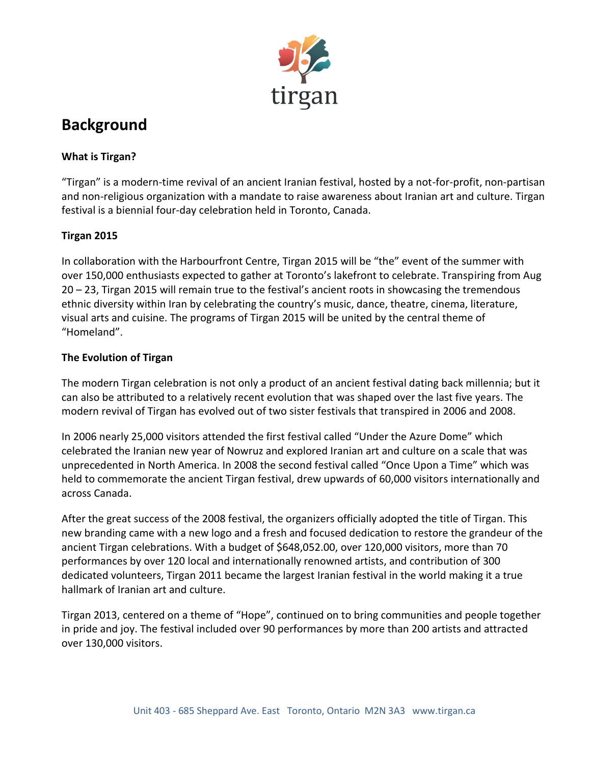tirgan

# Background

### What is Tirgan?

"Tirgan" is a modern-time revival of an ancient Iranian festival, hosted by a not-for-profit, non-partisan and non-religious organization with a mandate to raise awareness about Iranian art and culture. Tirgan festival is a biennial four-day celebration held in Toronto, Canada.

### Tirgan 2015

In collaboration with the Harbourfront Centre, Tirgan 2015 will be "the" event of the summer with over 150,000 enthusiasts expected to gather at Toronto's lakefront to celebrate. Transpiring from Aug 20 – 23, Tirgan 2015 will remain true to the festival's ancient roots in showcasing the tremendous ethnic diversity within Iran by celebrating the country's music, dance, theatre, cinema, literature, visual arts and cuisine. The programs of Tirgan 2015 will be united by the central theme of "Homeland".

### The Evolution of Tirgan

The modern Tirgan celebration is not only a product of an ancient festival dating back millennia; but it can also be attributed to a relatively recent evolution that was shaped over the last five years. The modern revival of Tirgan has evolved out of two sister festivals that transpired in 2006 and 2008.

In 2006 nearly 25,000 visitors attended the first festival called "Under the Azure Dome" which celebrated the Iranian new year of Nowruz and explored Iranian art and culture on a scale that was unprecedented in North America. In 2008 the second festival called "Once Upon a Time" which was held to commemorate the ancient Tirgan festival, drew upwards of 60,000 visitors internationally and across Canada.

After the great success of the 2008 festival, the organizers officially adopted the title of Tirgan. This new branding came with a new logo and a fresh and focused dedication to restore the grandeur of the ancient Tirgan celebrations. With a budget of $648,052.00, over 120,000 visitors, more than 70 performances by over 120 local and internationally renowned artists, and contribution of 300 dedicated volunteers, Tirgan 2011 became the largest Iranian festival in the world making it a true hallmark of Iranian art and culture.

Tirgan 2013, centered on a theme of "Hope", continued on to bring communities and people together in pride and joy. The festival included over 90 performances by more than 200 artists and attracted over 130,000 visitors.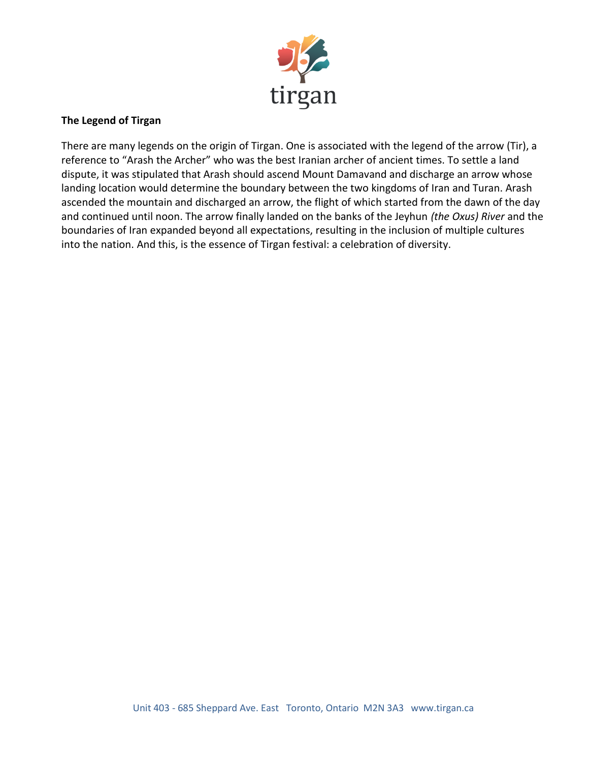**The Legend of Tirgan**

There are many legends on the origin of Tirgan. One is associated with the legend of the arrow (Tir), a reference to "Arash the Archer" who was the best Iranian archer of ancient times. To settle a land dispute, it was stipulated that Arash should ascend Mount Damavand and discharge an arrow whose landing location would determine the boundary between the two kingdoms of Iran and Turan. Arash ascended the mountain and discharged an arrow, the flight of which started from the dawn of the day and continued until noon. The arrow finally landed on the banks of the Jeyhun *(the Oxus) River* and the boundaries of Iran expanded beyond all expectations, resulting in the inclusion of multiple cultures into the nation. And this, is the essence of Tirgan festival: a celebration of diversity.